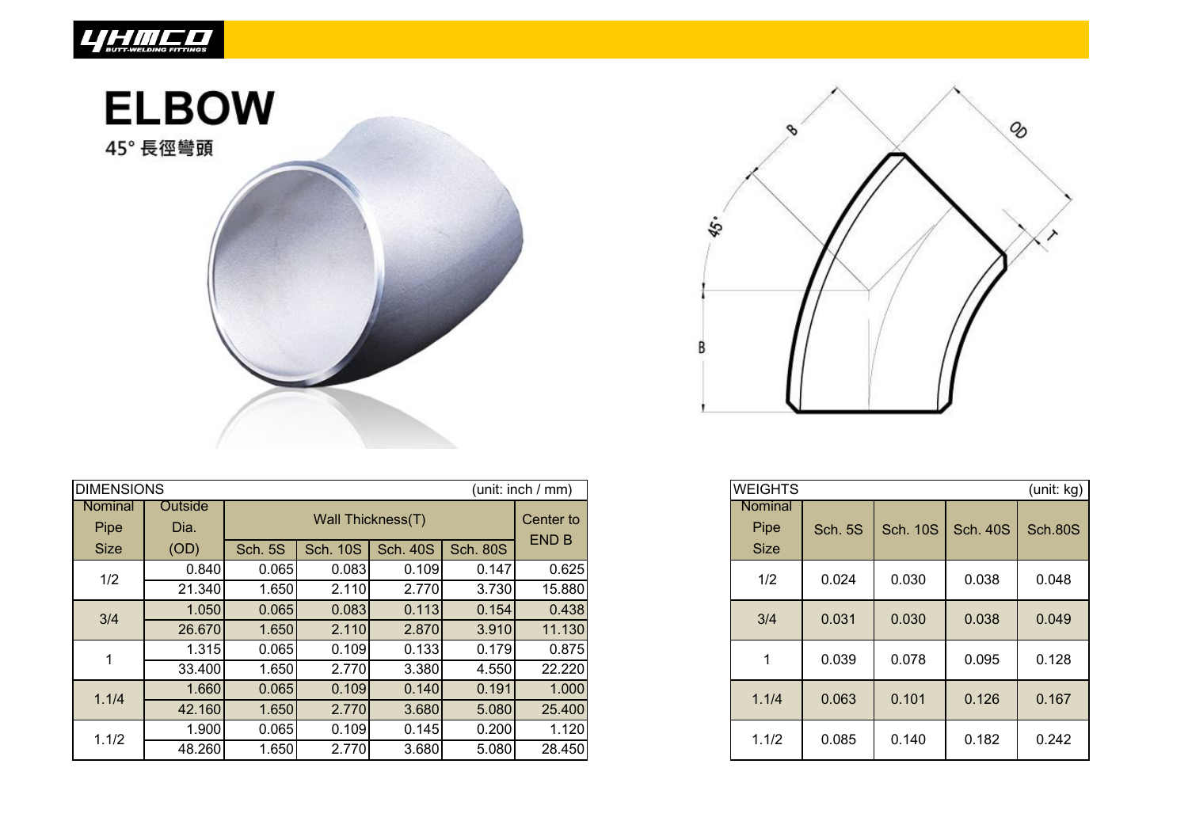YHMCO BUTT-WELDING FITTINGS

# ELBOW

45° 長徑彎頭

| DIMENSIONS | | | | | | (unit: inch / mm) |
|---|---|---|---|---|---|---|
| Nominal Pipe Size | Outside Dia. (OD) | Wall Thickness(T) | | | | Center to END B |
| | | Sch. 5S | Sch. 10S | Sch. 40S | Sch. 80S | |
| 1/2 | 0.840 | 0.065 | 0.083 | 0.109 | 0.147 | 0.625 |
| | 21.340 | 1.650 | 2.110 | 2.770 | 3.730 | 15.880 |
| 3/4 | 1.050 | 0.065 | 0.083 | 0.113 | 0.154 | 0.438 |
| | 26.670 | 1.650 | 2.110 | 2.870 | 3.910 | 11.130 |
| 1 | 1.315 | 0.065 | 0.109 | 0.133 | 0.179 | 0.875 |
| | 33.400 | 1.650 | 2.770 | 3.380 | 4.550 | 22.220 |
| 1.1/4 | 1.660 | 0.065 | 0.109 | 0.140 | 0.191 | 1.000 |
| | 42.160 | 1.650 | 2.770 | 3.680 | 5.080 | 25.400 |
| 1.1/2 | 1.900 | 0.065 | 0.109 | 0.145 | 0.200 | 1.120 |
| | 48.260 | 1.650 | 2.770 | 3.680 | 5.080 | 28.450 |

| WEIGHTS | | | | (unit: kg) |
|---|---|---|---|---|
| Nominal Pipe Size | Sch. 5S | Sch. 10S | Sch. 40S | Sch.80S |
| 1/2 | 0.024 | 0.030 | 0.038 | 0.048 |
| 3/4 | 0.031 | 0.030 | 0.038 | 0.049 |
| 1 | 0.039 | 0.078 | 0.095 | 0.128 |
| 1.1/4 | 0.063 | 0.101 | 0.126 | 0.167 |
| 1.1/2 | 0.085 | 0.140 | 0.182 | 0.242 |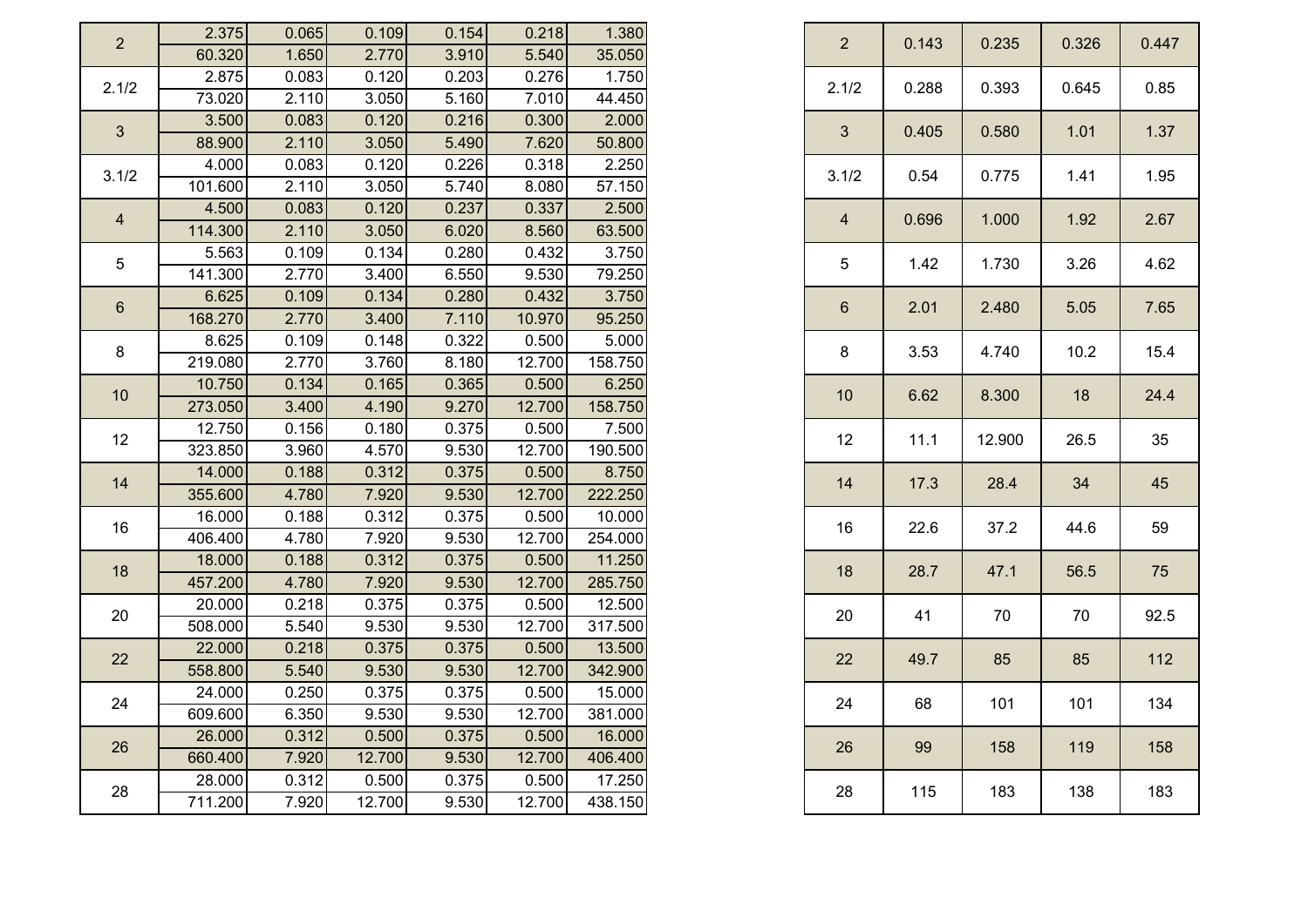| | | | | | | |
|---|---|---|---|---|---|---|
| 2 | 2.375 | 0.065 | 0.109 | 0.154 | 0.218 | 1.380 |
| | 60.320 | 1.650 | 2.770 | 3.910 | 5.540 | 35.050 |
| 2.1/2 | 2.875 | 0.083 | 0.120 | 0.203 | 0.276 | 1.750 |
| | 73.020 | 2.110 | 3.050 | 5.160 | 7.010 | 44.450 |
| 3 | 3.500 | 0.083 | 0.120 | 0.216 | 0.300 | 2.000 |
| | 88.900 | 2.110 | 3.050 | 5.490 | 7.620 | 50.800 |
| 3.1/2 | 4.000 | 0.083 | 0.120 | 0.226 | 0.318 | 2.250 |
| | 101.600 | 2.110 | 3.050 | 5.740 | 8.080 | 57.150 |
| 4 | 4.500 | 0.083 | 0.120 | 0.237 | 0.337 | 2.500 |
| | 114.300 | 2.110 | 3.050 | 6.020 | 8.560 | 63.500 |
| 5 | 5.563 | 0.109 | 0.134 | 0.280 | 0.432 | 3.750 |
| | 141.300 | 2.770 | 3.400 | 6.550 | 9.530 | 79.250 |
| 6 | 6.625 | 0.109 | 0.134 | 0.280 | 0.432 | 3.750 |
| | 168.270 | 2.770 | 3.400 | 7.110 | 10.970 | 95.250 |
| 8 | 8.625 | 0.109 | 0.148 | 0.322 | 0.500 | 5.000 |
| | 219.080 | 2.770 | 3.760 | 8.180 | 12.700 | 158.750 |
| 10 | 10.750 | 0.134 | 0.165 | 0.365 | 0.500 | 6.250 |
| | 273.050 | 3.400 | 4.190 | 9.270 | 12.700 | 158.750 |
| 12 | 12.750 | 0.156 | 0.180 | 0.375 | 0.500 | 7.500 |
| | 323.850 | 3.960 | 4.570 | 9.530 | 12.700 | 190.500 |
| 14 | 14.000 | 0.188 | 0.312 | 0.375 | 0.500 | 8.750 |
| | 355.600 | 4.780 | 7.920 | 9.530 | 12.700 | 222.250 |
| 16 | 16.000 | 0.188 | 0.312 | 0.375 | 0.500 | 10.000 |
| | 406.400 | 4.780 | 7.920 | 9.530 | 12.700 | 254.000 |
| 18 | 18.000 | 0.188 | 0.312 | 0.375 | 0.500 | 11.250 |
| | 457.200 | 4.780 | 7.920 | 9.530 | 12.700 | 285.750 |
| 20 | 20.000 | 0.218 | 0.375 | 0.375 | 0.500 | 12.500 |
| | 508.000 | 5.540 | 9.530 | 9.530 | 12.700 | 317.500 |
| 22 | 22.000 | 0.218 | 0.375 | 0.375 | 0.500 | 13.500 |
| | 558.800 | 5.540 | 9.530 | 9.530 | 12.700 | 342.900 |
| 24 | 24.000 | 0.250 | 0.375 | 0.375 | 0.500 | 15.000 |
| | 609.600 | 6.350 | 9.530 | 9.530 | 12.700 | 381.000 |
| 26 | 26.000 | 0.312 | 0.500 | 0.375 | 0.500 | 16.000 |
| | 660.400 | 7.920 | 12.700 | 9.530 | 12.700 | 406.400 |
| 28 | 28.000 | 0.312 | 0.500 | 0.375 | 0.500 | 17.250 |
| | 711.200 | 7.920 | 12.700 | 9.530 | 12.700 | 438.150 |

| | | | | |
|---|---|---|---|---|
| 2 | 0.143 | 0.235 | 0.326 | 0.447 |
| 2.1/2 | 0.288 | 0.393 | 0.645 | 0.85 |
| 3 | 0.405 | 0.580 | 1.01 | 1.37 |
| 3.1/2 | 0.54 | 0.775 | 1.41 | 1.95 |
| 4 | 0.696 | 1.000 | 1.92 | 2.67 |
| 5 | 1.42 | 1.730 | 3.26 | 4.62 |
| 6 | 2.01 | 2.480 | 5.05 | 7.65 |
| 8 | 3.53 | 4.740 | 10.2 | 15.4 |
| 10 | 6.62 | 8.300 | 18 | 24.4 |
| 12 | 11.1 | 12.900 | 26.5 | 35 |
| 14 | 17.3 | 28.4 | 34 | 45 |
| 16 | 22.6 | 37.2 | 44.6 | 59 |
| 18 | 28.7 | 47.1 | 56.5 | 75 |
| 20 | 41 | 70 | 70 | 92.5 |
| 22 | 49.7 | 85 | 85 | 112 |
| 24 | 68 | 101 | 101 | 134 |
| 26 | 99 | 158 | 119 | 158 |
| 28 | 115 | 183 | 138 | 183 |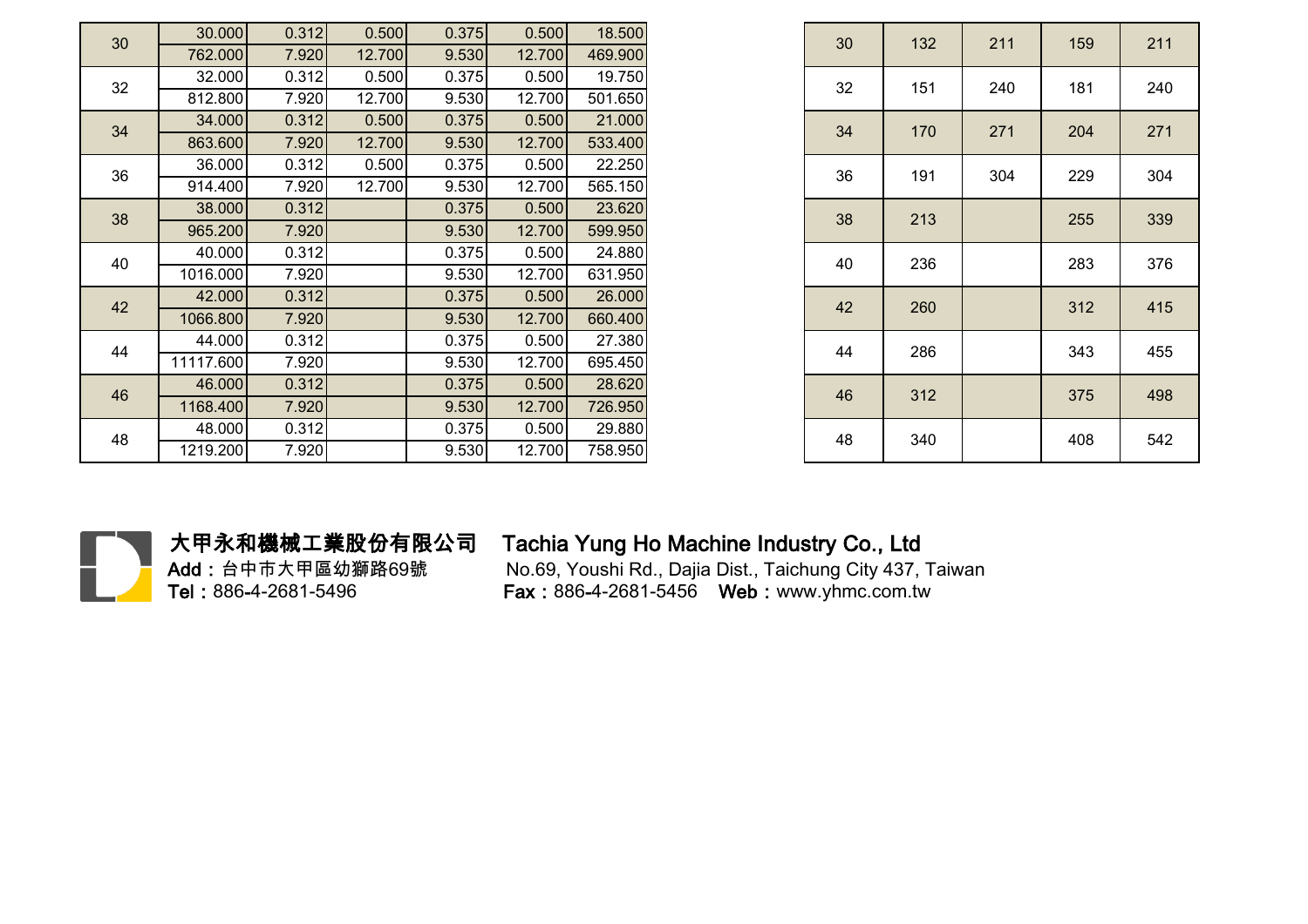| | | | | | | |
|---|---|---|---|---|---|---|
| 30 | 30.000 | 0.312 | 0.500 | 0.375 | 0.500 | 18.500 |
| | 762.000 | 7.920 | 12.700 | 9.530 | 12.700 | 469.900 |
| 32 | 32.000 | 0.312 | 0.500 | 0.375 | 0.500 | 19.750 |
| | 812.800 | 7.920 | 12.700 | 9.530 | 12.700 | 501.650 |
| 34 | 34.000 | 0.312 | 0.500 | 0.375 | 0.500 | 21.000 |
| | 863.600 | 7.920 | 12.700 | 9.530 | 12.700 | 533.400 |
| 36 | 36.000 | 0.312 | 0.500 | 0.375 | 0.500 | 22.250 |
| | 914.400 | 7.920 | 12.700 | 9.530 | 12.700 | 565.150 |
| 38 | 38.000 | 0.312 | | 0.375 | 0.500 | 23.620 |
| | 965.200 | 7.920 | | 9.530 | 12.700 | 599.950 |
| 40 | 40.000 | 0.312 | | 0.375 | 0.500 | 24.880 |
| | 1016.000 | 7.920 | | 9.530 | 12.700 | 631.950 |
| 42 | 42.000 | 0.312 | | 0.375 | 0.500 | 26.000 |
| | 1066.800 | 7.920 | | 9.530 | 12.700 | 660.400 |
| 44 | 44.000 | 0.312 | | 0.375 | 0.500 | 27.380 |
| | 11117.600 | 7.920 | | 9.530 | 12.700 | 695.450 |
| 46 | 46.000 | 0.312 | | 0.375 | 0.500 | 28.620 |
| | 1168.400 | 7.920 | | 9.530 | 12.700 | 726.950 |
| 48 | 48.000 | 0.312 | | 0.375 | 0.500 | 29.880 |
| | 1219.200 | 7.920 | | 9.530 | 12.700 | 758.950 |

| | | | | |
|---|---|---|---|---|
| 30 | 132 | 211 | 159 | 211 |
| 32 | 151 | 240 | 181 | 240 |
| 34 | 170 | 271 | 204 | 271 |
| 36 | 191 | 304 | 229 | 304 |
| 38 | 213 | | 255 | 339 |
| 40 | 236 | | 283 | 376 |
| 42 | 260 | | 312 | 415 |
| 44 | 286 | | 343 | 455 |
| 46 | 312 | | 375 | 498 |
| 48 | 340 | | 408 | 542 |

**大甲永和機械工業股份有限公司**　**Tachia Yung Ho Machine Industry Co., Ltd**

**Add**：台中市大甲區幼獅路69號　No.69, Youshi Rd., Dajia Dist., Taichung City 437, Taiwan

**Tel**：886-4-2681-5496　**Fax**：886-4-2681-5456　**Web**：www.yhmc.com.tw